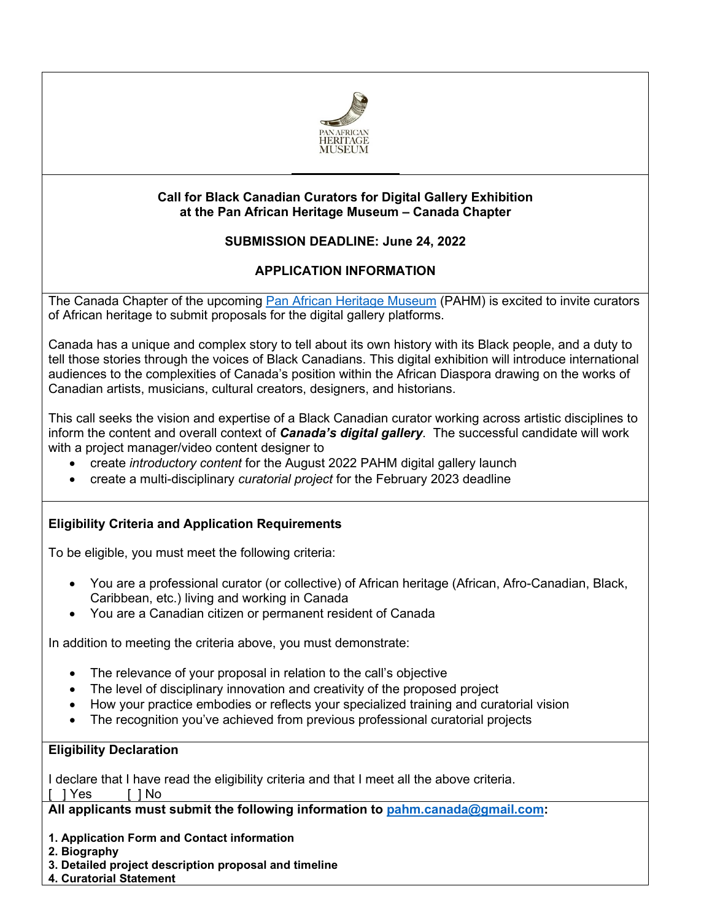PAN AFRICAN HERITAGE MUSEUM

**Call for Black Canadian Curators for Digital Gallery Exhibition at the Pan African Heritage Museum – Canada Chapter**

**SUBMISSION DEADLINE: June 24, 2022**

**APPLICATION INFORMATION**

The Canada Chapter of the upcoming Pan African Heritage Museum (PAHM) is excited to invite curators of African heritage to submit proposals for the digital gallery platforms.

Canada has a unique and complex story to tell about its own history with its Black people, and a duty to tell those stories through the voices of Black Canadians. This digital exhibition will introduce international audiences to the complexities of Canada's position within the African Diaspora drawing on the works of Canadian artists, musicians, cultural creators, designers, and historians.

This call seeks the vision and expertise of a Black Canadian curator working across artistic disciplines to inform the content and overall context of ***Canada's digital gallery***. The successful candidate will work with a project manager/video content designer to

- create *introductory content* for the August 2022 PAHM digital gallery launch
- create a multi-disciplinary *curatorial project* for the February 2023 deadline

**Eligibility Criteria and Application Requirements**

To be eligible, you must meet the following criteria:

- You are a professional curator (or collective) of African heritage (African, Afro-Canadian, Black, Caribbean, etc.) living and working in Canada
- You are a Canadian citizen or permanent resident of Canada

In addition to meeting the criteria above, you must demonstrate:

- The relevance of your proposal in relation to the call's objective
- The level of disciplinary innovation and creativity of the proposed project
- How your practice embodies or reflects your specialized training and curatorial vision
- The recognition you've achieved from previous professional curatorial projects

**Eligibility Declaration**

I declare that I have read the eligibility criteria and that I meet all the above criteria.
[ ] Yes [ ] No

**All applicants must submit the following information to pahm.canada@gmail.com:**

**1. Application Form and Contact information**
**2. Biography**
**3. Detailed project description proposal and timeline**
**4. Curatorial Statement**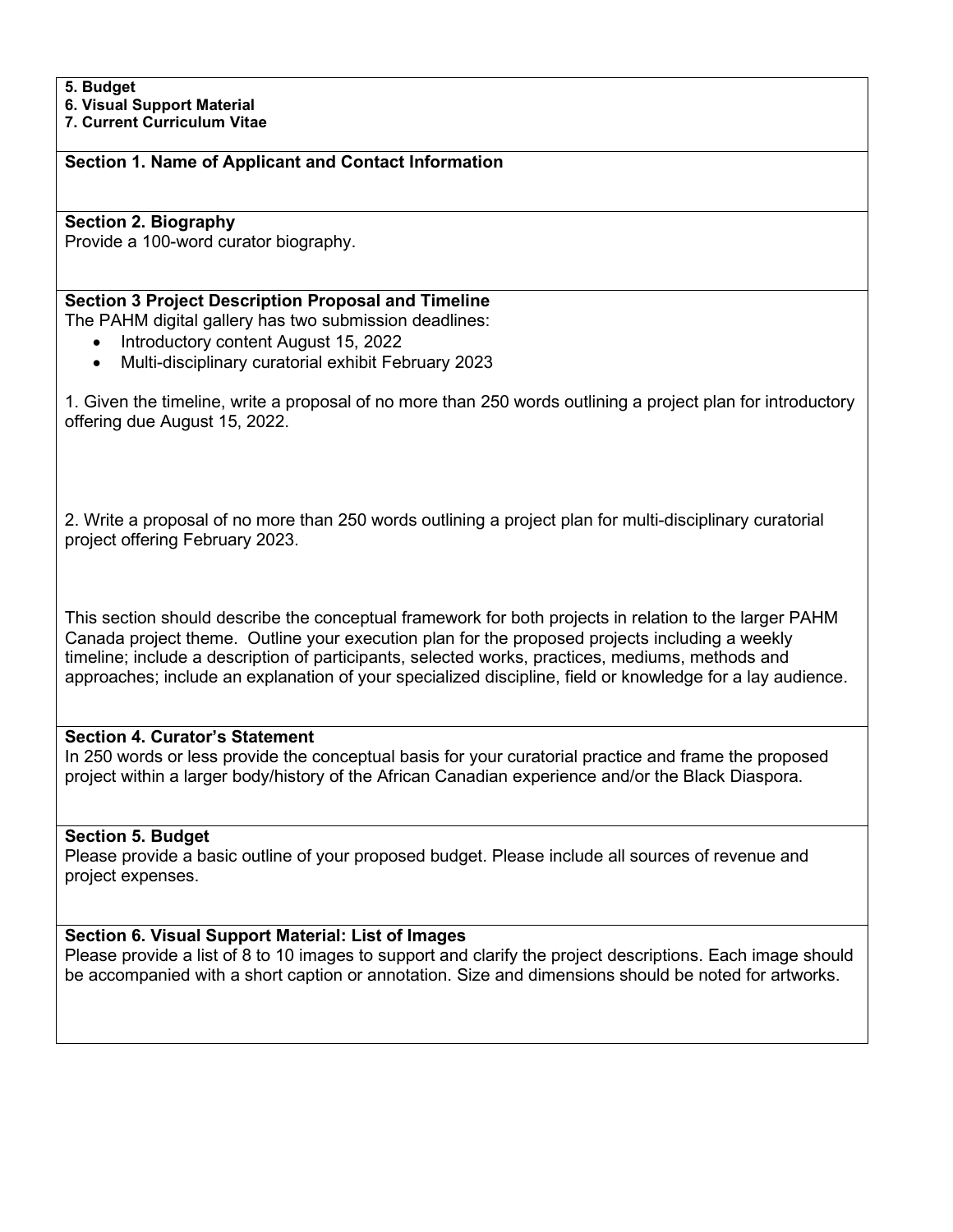**5. Budget**
**6. Visual Support Material**
**7. Current Curriculum Vitae**

**Section 1. Name of Applicant and Contact Information**

**Section 2. Biography**

Provide a 100-word curator biography.

**Section 3 Project Description Proposal and Timeline**

The PAHM digital gallery has two submission deadlines:

- Introductory content August 15, 2022
- Multi-disciplinary curatorial exhibit February 2023

1. Given the timeline, write a proposal of no more than 250 words outlining a project plan for introductory offering due August 15, 2022.

2. Write a proposal of no more than 250 words outlining a project plan for multi-disciplinary curatorial project offering February 2023.

This section should describe the conceptual framework for both projects in relation to the larger PAHM Canada project theme. Outline your execution plan for the proposed projects including a weekly timeline; include a description of participants, selected works, practices, mediums, methods and approaches; include an explanation of your specialized discipline, field or knowledge for a lay audience.

**Section 4. Curator's Statement**

In 250 words or less provide the conceptual basis for your curatorial practice and frame the proposed project within a larger body/history of the African Canadian experience and/or the Black Diaspora.

**Section 5. Budget**

Please provide a basic outline of your proposed budget. Please include all sources of revenue and project expenses.

**Section 6. Visual Support Material: List of Images**

Please provide a list of 8 to 10 images to support and clarify the project descriptions. Each image should be accompanied with a short caption or annotation. Size and dimensions should be noted for artworks.